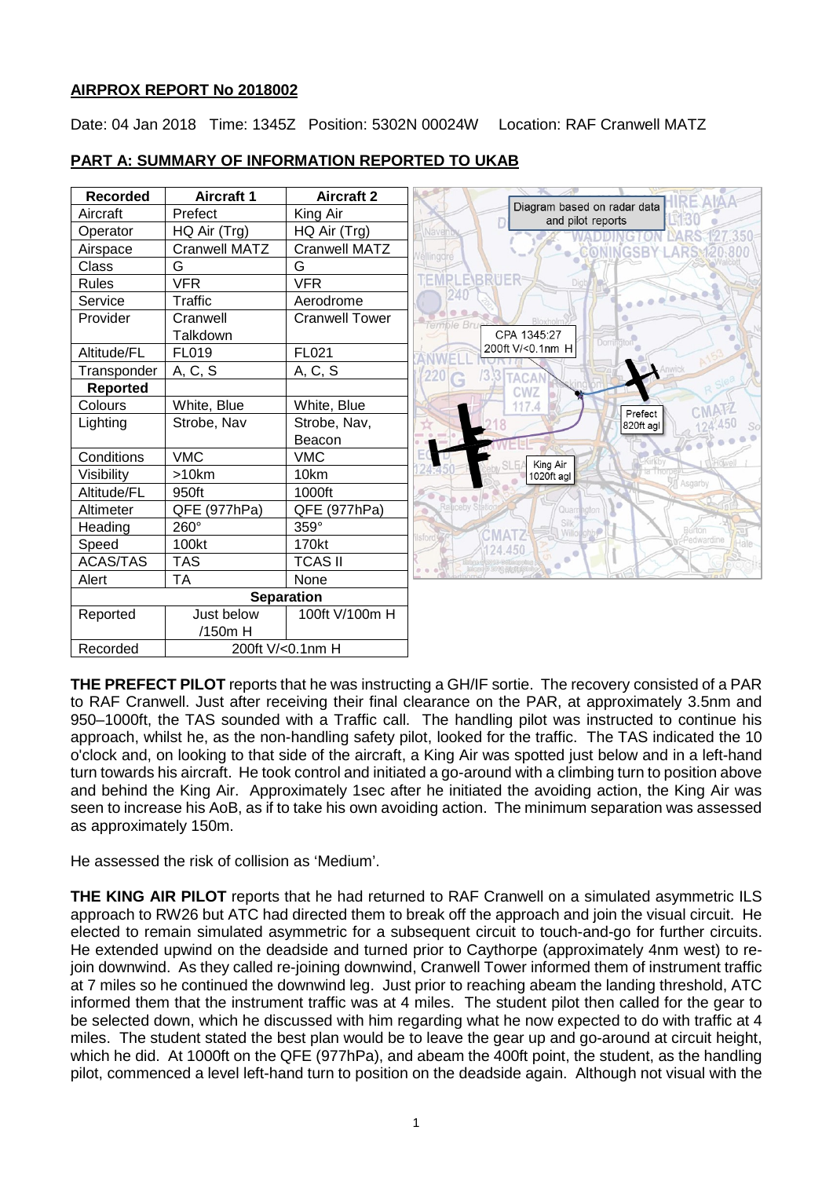**AIRPROX REPORT No 2018002**

Date: 04 Jan 2018 Time: 1345Z Position: 5302N 00024W Location: RAF Cranwell MATZ

**PART A: SUMMARY OF INFORMATION REPORTED TO UKAB**

| Recorded | Aircraft 1 | Aircraft 2 |
|---|---|---|
| Aircraft | Prefect | King Air |
| Operator | HQ Air (Trg) | HQ Air (Trg) |
| Airspace | Cranwell MATZ | Cranwell MATZ |
| Class | G | G |
| Rules | VFR | VFR |
| Service | Traffic | Aerodrome |
| Provider | Cranwell Talkdown | Cranwell Tower |
| Altitude/FL | FL019 | FL021 |
| Transponder | A, C, S | A, C, S |
| **Reported** | | |
| Colours | White, Blue | White, Blue |
| Lighting | Strobe, Nav | Strobe, Nav, Beacon |
| Conditions | VMC | VMC |
| Visibility | >10km | 10km |
| Altitude/FL | 950ft | 1000ft |
| Altimeter | QFE (977hPa) | QFE (977hPa) |
| Heading | 260° | 359° |
| Speed | 100kt | 170kt |
| ACAS/TAS | TAS | TCAS II |
| Alert | TA | None |
| **Separation** | | |
| Reported | Just below /150m H | 100ft V/100m H |
| Recorded | 200ft V/<0.1nm H | |

Diagram based on radar data and pilot reports

CPA 1345:27 200ft V/<0.1nm H

Prefect 820ft agl

King Air 1020ft agl

**THE PREFECT PILOT** reports that he was instructing a GH/IF sortie. The recovery consisted of a PAR to RAF Cranwell. Just after receiving their final clearance on the PAR, at approximately 3.5nm and 950–1000ft, the TAS sounded with a Traffic call. The handling pilot was instructed to continue his approach, whilst he, as the non-handling safety pilot, looked for the traffic. The TAS indicated the 10 o'clock and, on looking to that side of the aircraft, a King Air was spotted just below and in a left-hand turn towards his aircraft. He took control and initiated a go-around with a climbing turn to position above and behind the King Air. Approximately 1sec after he initiated the avoiding action, the King Air was seen to increase his AoB, as if to take his own avoiding action. The minimum separation was assessed as approximately 150m.

He assessed the risk of collision as 'Medium'.

**THE KING AIR PILOT** reports that he had returned to RAF Cranwell on a simulated asymmetric ILS approach to RW26 but ATC had directed them to break off the approach and join the visual circuit. He elected to remain simulated asymmetric for a subsequent circuit to touch-and-go for further circuits. He extended upwind on the deadside and turned prior to Caythorpe (approximately 4nm west) to re-join downwind. As they called re-joining downwind, Cranwell Tower informed them of instrument traffic at 7 miles so he continued the downwind leg. Just prior to reaching abeam the landing threshold, ATC informed them that the instrument traffic was at 4 miles. The student pilot then called for the gear to be selected down, which he discussed with him regarding what he now expected to do with traffic at 4 miles. The student stated the best plan would be to leave the gear up and go-around at circuit height, which he did. At 1000ft on the QFE (977hPa), and abeam the 400ft point, the student, as the handling pilot, commenced a level left-hand turn to position on the deadside again. Although not visual with the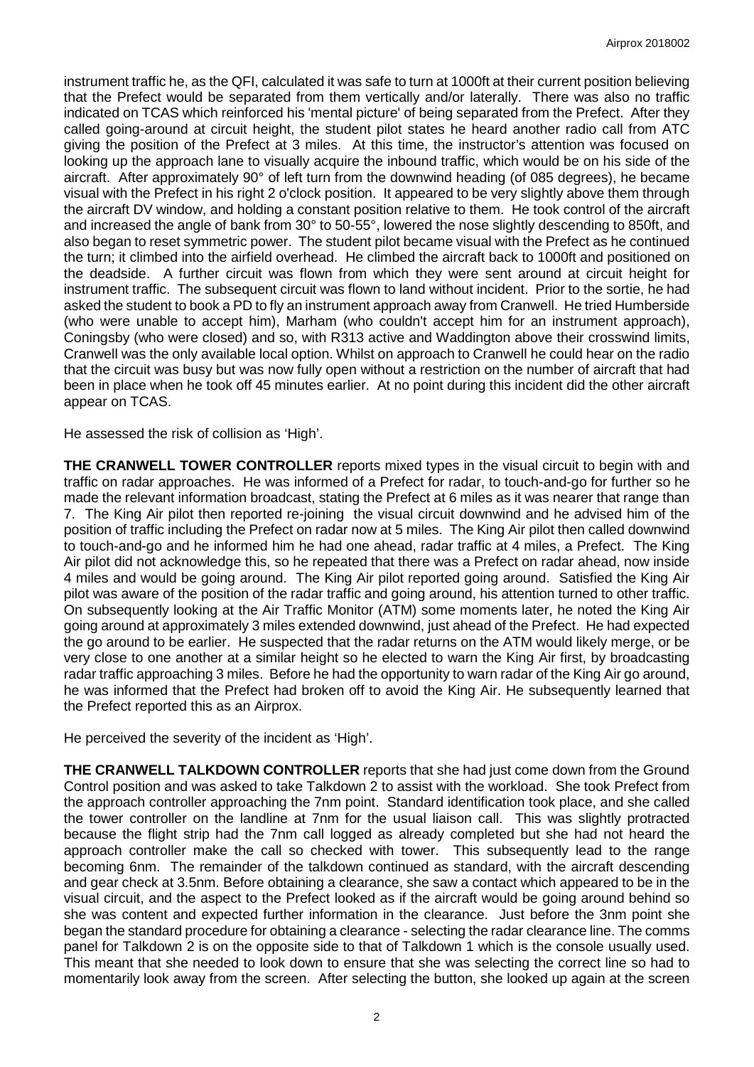instrument traffic he, as the QFI, calculated it was safe to turn at 1000ft at their current position believing that the Prefect would be separated from them vertically and/or laterally. There was also no traffic indicated on TCAS which reinforced his 'mental picture' of being separated from the Prefect. After they called going-around at circuit height, the student pilot states he heard another radio call from ATC giving the position of the Prefect at 3 miles. At this time, the instructor's attention was focused on looking up the approach lane to visually acquire the inbound traffic, which would be on his side of the aircraft. After approximately 90° of left turn from the downwind heading (of 085 degrees), he became visual with the Prefect in his right 2 o'clock position. It appeared to be very slightly above them through the aircraft DV window, and holding a constant position relative to them. He took control of the aircraft and increased the angle of bank from 30° to 50-55°, lowered the nose slightly descending to 850ft, and also began to reset symmetric power. The student pilot became visual with the Prefect as he continued the turn; it climbed into the airfield overhead. He climbed the aircraft back to 1000ft and positioned on the deadside. A further circuit was flown from which they were sent around at circuit height for instrument traffic. The subsequent circuit was flown to land without incident. Prior to the sortie, he had asked the student to book a PD to fly an instrument approach away from Cranwell. He tried Humberside (who were unable to accept him), Marham (who couldn't accept him for an instrument approach), Coningsby (who were closed) and so, with R313 active and Waddington above their crosswind limits, Cranwell was the only available local option. Whilst on approach to Cranwell he could hear on the radio that the circuit was busy but was now fully open without a restriction on the number of aircraft that had been in place when he took off 45 minutes earlier. At no point during this incident did the other aircraft appear on TCAS.

He assessed the risk of collision as 'High'.

**THE CRANWELL TOWER CONTROLLER** reports mixed types in the visual circuit to begin with and traffic on radar approaches. He was informed of a Prefect for radar, to touch-and-go for further so he made the relevant information broadcast, stating the Prefect at 6 miles as it was nearer that range than 7. The King Air pilot then reported re-joining the visual circuit downwind and he advised him of the position of traffic including the Prefect on radar now at 5 miles. The King Air pilot then called downwind to touch-and-go and he informed him he had one ahead, radar traffic at 4 miles, a Prefect. The King Air pilot did not acknowledge this, so he repeated that there was a Prefect on radar ahead, now inside 4 miles and would be going around. The King Air pilot reported going around. Satisfied the King Air pilot was aware of the position of the radar traffic and going around, his attention turned to other traffic. On subsequently looking at the Air Traffic Monitor (ATM) some moments later, he noted the King Air going around at approximately 3 miles extended downwind, just ahead of the Prefect. He had expected the go around to be earlier. He suspected that the radar returns on the ATM would likely merge, or be very close to one another at a similar height so he elected to warn the King Air first, by broadcasting radar traffic approaching 3 miles. Before he had the opportunity to warn radar of the King Air go around, he was informed that the Prefect had broken off to avoid the King Air. He subsequently learned that the Prefect reported this as an Airprox.

He perceived the severity of the incident as 'High'.

**THE CRANWELL TALKDOWN CONTROLLER** reports that she had just come down from the Ground Control position and was asked to take Talkdown 2 to assist with the workload. She took Prefect from the approach controller approaching the 7nm point. Standard identification took place, and she called the tower controller on the landline at 7nm for the usual liaison call. This was slightly protracted because the flight strip had the 7nm call logged as already completed but she had not heard the approach controller make the call so checked with tower. This subsequently lead to the range becoming 6nm. The remainder of the talkdown continued as standard, with the aircraft descending and gear check at 3.5nm. Before obtaining a clearance, she saw a contact which appeared to be in the visual circuit, and the aspect to the Prefect looked as if the aircraft would be going around behind so she was content and expected further information in the clearance. Just before the 3nm point she began the standard procedure for obtaining a clearance - selecting the radar clearance line. The comms panel for Talkdown 2 is on the opposite side to that of Talkdown 1 which is the console usually used. This meant that she needed to look down to ensure that she was selecting the correct line so had to momentarily look away from the screen. After selecting the button, she looked up again at the screen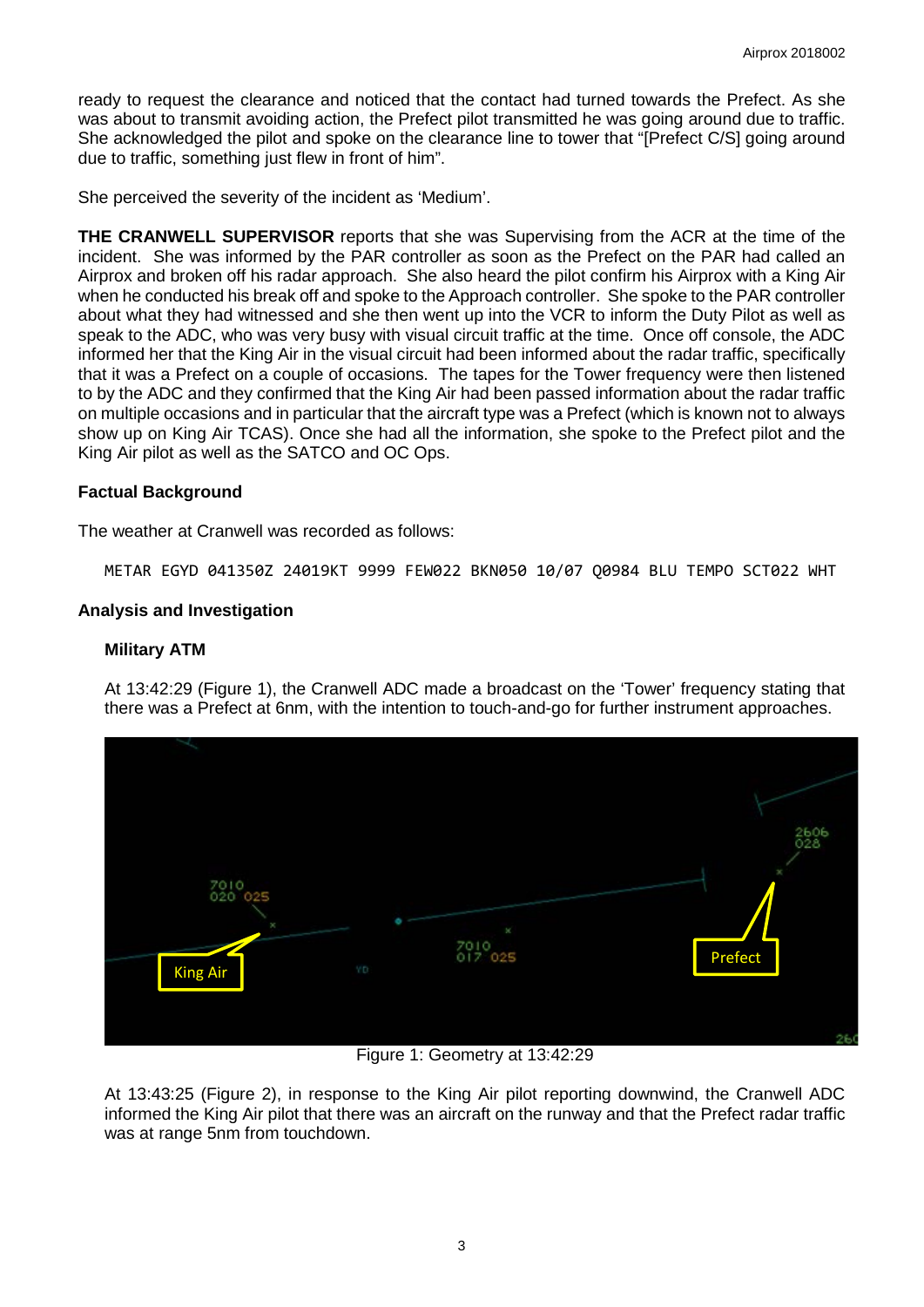ready to request the clearance and noticed that the contact had turned towards the Prefect. As she was about to transmit avoiding action, the Prefect pilot transmitted he was going around due to traffic. She acknowledged the pilot and spoke on the clearance line to tower that "[Prefect C/S] going around due to traffic, something just flew in front of him".

She perceived the severity of the incident as 'Medium'.

**THE CRANWELL SUPERVISOR** reports that she was Supervising from the ACR at the time of the incident. She was informed by the PAR controller as soon as the Prefect on the PAR had called an Airprox and broken off his radar approach. She also heard the pilot confirm his Airprox with a King Air when he conducted his break off and spoke to the Approach controller. She spoke to the PAR controller about what they had witnessed and she then went up into the VCR to inform the Duty Pilot as well as speak to the ADC, who was very busy with visual circuit traffic at the time. Once off console, the ADC informed her that the King Air in the visual circuit had been informed about the radar traffic, specifically that it was a Prefect on a couple of occasions. The tapes for the Tower frequency were then listened to by the ADC and they confirmed that the King Air had been passed information about the radar traffic on multiple occasions and in particular that the aircraft type was a Prefect (which is known not to always show up on King Air TCAS). Once she had all the information, she spoke to the Prefect pilot and the King Air pilot as well as the SATCO and OC Ops.

### Factual Background

The weather at Cranwell was recorded as follows:

```
METAR EGYD 041350Z 24019KT 9999 FEW022 BKN050 10/07 Q0984 BLU TEMPO SCT022 WHT
```

### Analysis and Investigation

#### Military ATM

At 13:42:29 (Figure 1), the Cranwell ADC made a broadcast on the 'Tower' frequency stating that there was a Prefect at 6nm, with the intention to touch-and-go for further instrument approaches.

Figure 1: Geometry at 13:42:29

At 13:43:25 (Figure 2), in response to the King Air pilot reporting downwind, the Cranwell ADC informed the King Air pilot that there was an aircraft on the runway and that the Prefect radar traffic was at range 5nm from touchdown.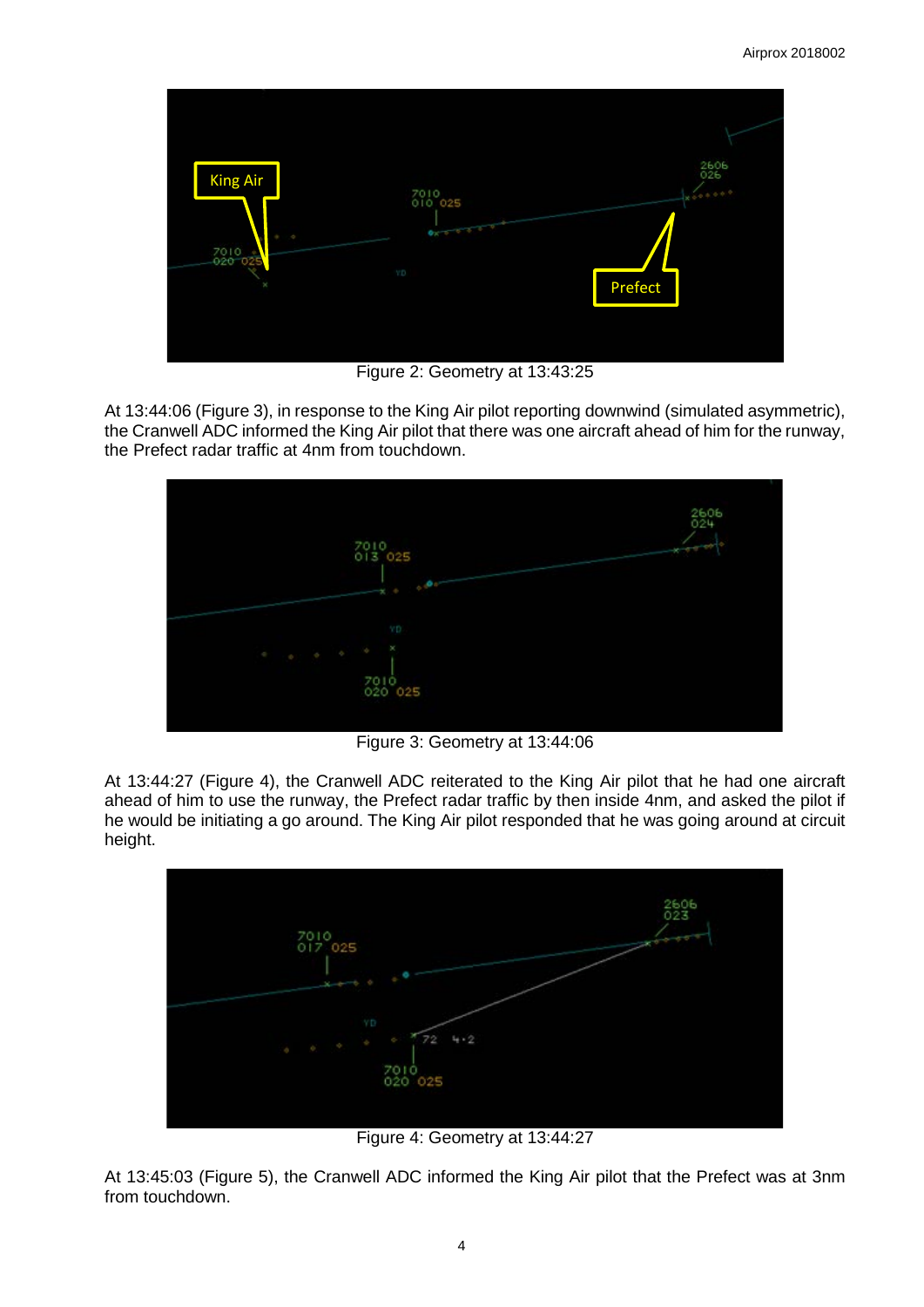Figure 2: Geometry at 13:43:25

At 13:44:06 (Figure 3), in response to the King Air pilot reporting downwind (simulated asymmetric), the Cranwell ADC informed the King Air pilot that there was one aircraft ahead of him for the runway, the Prefect radar traffic at 4nm from touchdown.

Figure 3: Geometry at 13:44:06

At 13:44:27 (Figure 4), the Cranwell ADC reiterated to the King Air pilot that he had one aircraft ahead of him to use the runway, the Prefect radar traffic by then inside 4nm, and asked the pilot if he would be initiating a go around. The King Air pilot responded that he was going around at circuit height.

Figure 4: Geometry at 13:44:27

At 13:45:03 (Figure 5), the Cranwell ADC informed the King Air pilot that the Prefect was at 3nm from touchdown.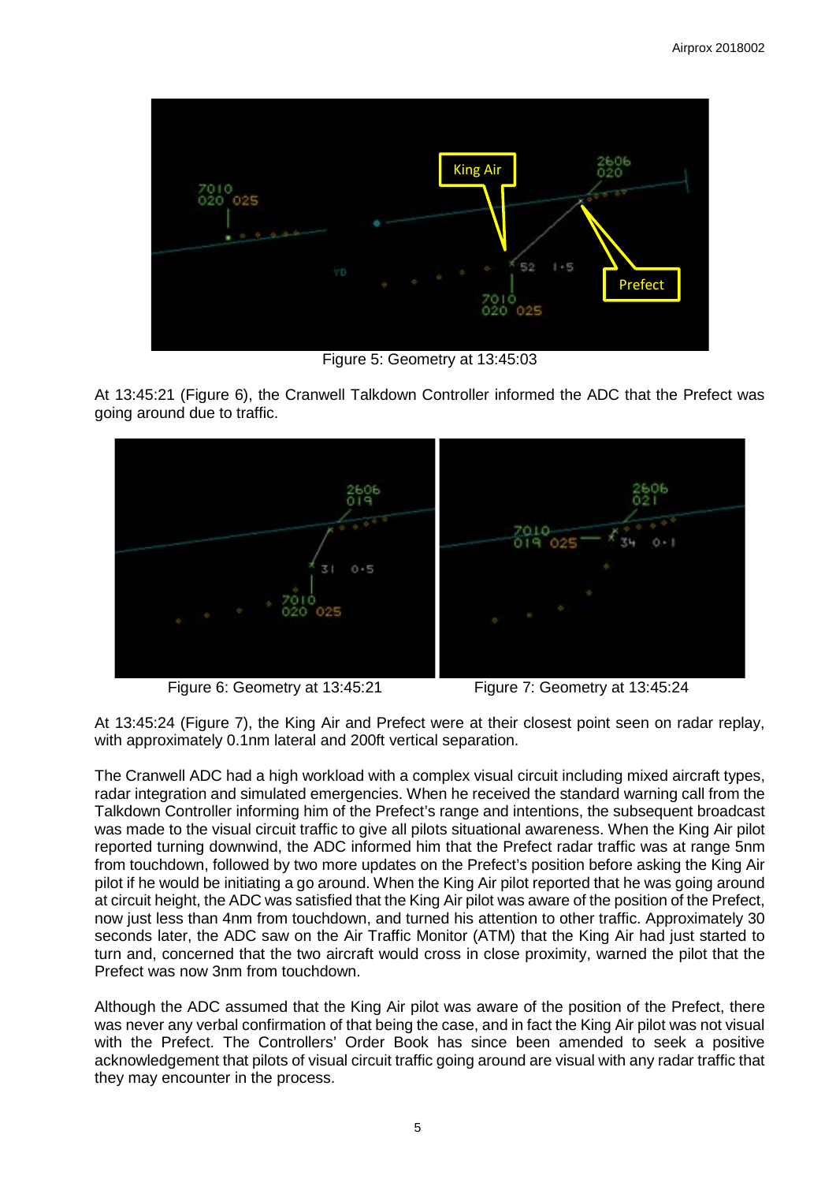Figure 5: Geometry at 13:45:03

At 13:45:21 (Figure 6), the Cranwell Talkdown Controller informed the ADC that the Prefect was going around due to traffic.

Figure 6: Geometry at 13:45:21

Figure 7: Geometry at 13:45:24

At 13:45:24 (Figure 7), the King Air and Prefect were at their closest point seen on radar replay, with approximately 0.1nm lateral and 200ft vertical separation.

The Cranwell ADC had a high workload with a complex visual circuit including mixed aircraft types, radar integration and simulated emergencies. When he received the standard warning call from the Talkdown Controller informing him of the Prefect's range and intentions, the subsequent broadcast was made to the visual circuit traffic to give all pilots situational awareness. When the King Air pilot reported turning downwind, the ADC informed him that the Prefect radar traffic was at range 5nm from touchdown, followed by two more updates on the Prefect's position before asking the King Air pilot if he would be initiating a go around. When the King Air pilot reported that he was going around at circuit height, the ADC was satisfied that the King Air pilot was aware of the position of the Prefect, now just less than 4nm from touchdown, and turned his attention to other traffic. Approximately 30 seconds later, the ADC saw on the Air Traffic Monitor (ATM) that the King Air had just started to turn and, concerned that the two aircraft would cross in close proximity, warned the pilot that the Prefect was now 3nm from touchdown.

Although the ADC assumed that the King Air pilot was aware of the position of the Prefect, there was never any verbal confirmation of that being the case, and in fact the King Air pilot was not visual with the Prefect. The Controllers' Order Book has since been amended to seek a positive acknowledgement that pilots of visual circuit traffic going around are visual with any radar traffic that they may encounter in the process.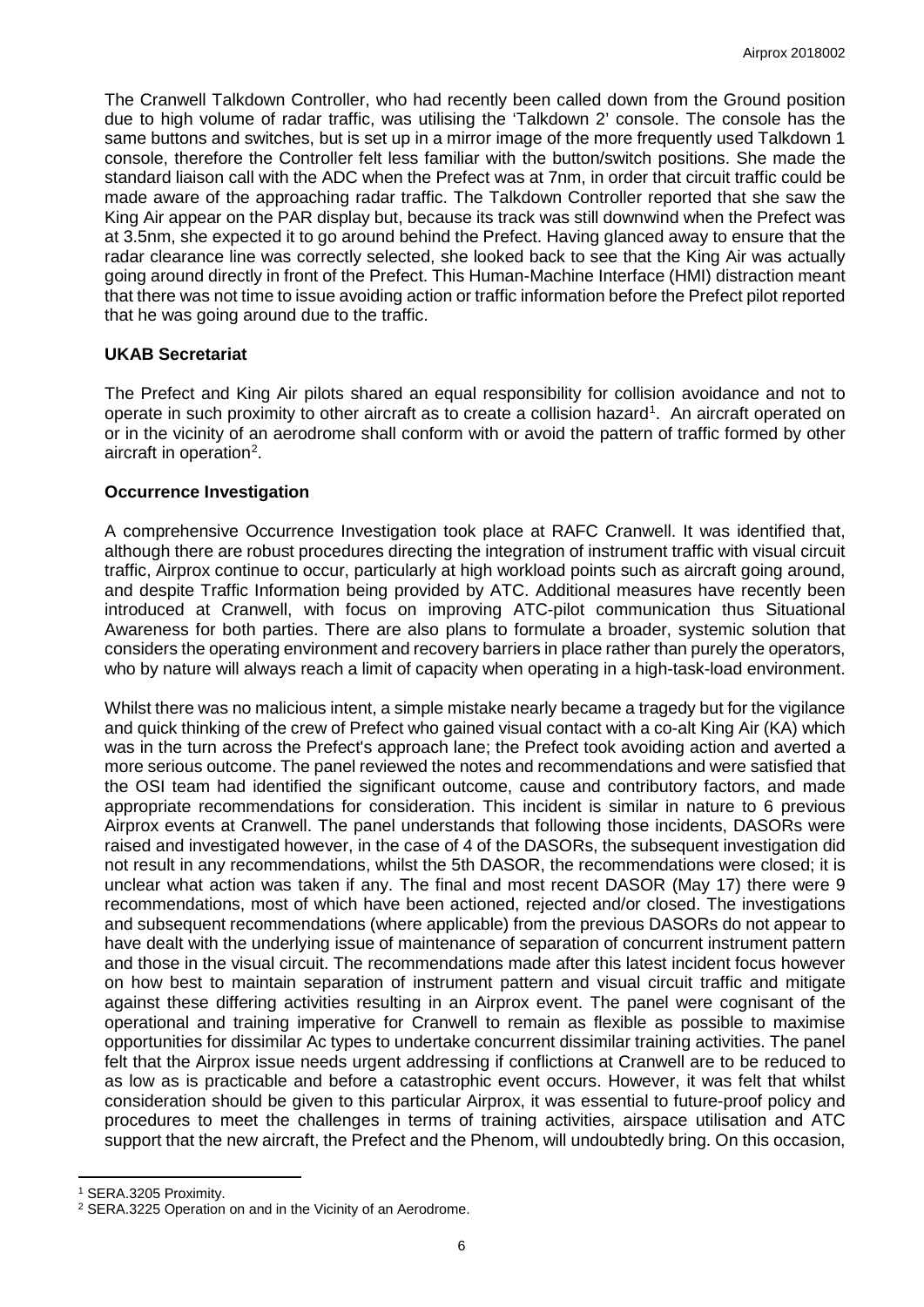The Cranwell Talkdown Controller, who had recently been called down from the Ground position due to high volume of radar traffic, was utilising the 'Talkdown 2' console. The console has the same buttons and switches, but is set up in a mirror image of the more frequently used Talkdown 1 console, therefore the Controller felt less familiar with the button/switch positions. She made the standard liaison call with the ADC when the Prefect was at 7nm, in order that circuit traffic could be made aware of the approaching radar traffic. The Talkdown Controller reported that she saw the King Air appear on the PAR display but, because its track was still downwind when the Prefect was at 3.5nm, she expected it to go around behind the Prefect. Having glanced away to ensure that the radar clearance line was correctly selected, she looked back to see that the King Air was actually going around directly in front of the Prefect. This Human-Machine Interface (HMI) distraction meant that there was not time to issue avoiding action or traffic information before the Prefect pilot reported that he was going around due to the traffic.

## UKAB Secretariat

The Prefect and King Air pilots shared an equal responsibility for collision avoidance and not to operate in such proximity to other aircraft as to create a collision hazard[1]. An aircraft operated on or in the vicinity of an aerodrome shall conform with or avoid the pattern of traffic formed by other aircraft in operation[2].

## Occurrence Investigation

A comprehensive Occurrence Investigation took place at RAFC Cranwell. It was identified that, although there are robust procedures directing the integration of instrument traffic with visual circuit traffic, Airprox continue to occur, particularly at high workload points such as aircraft going around, and despite Traffic Information being provided by ATC. Additional measures have recently been introduced at Cranwell, with focus on improving ATC-pilot communication thus Situational Awareness for both parties. There are also plans to formulate a broader, systemic solution that considers the operating environment and recovery barriers in place rather than purely the operators, who by nature will always reach a limit of capacity when operating in a high-task-load environment.

Whilst there was no malicious intent, a simple mistake nearly became a tragedy but for the vigilance and quick thinking of the crew of Prefect who gained visual contact with a co-alt King Air (KA) which was in the turn across the Prefect's approach lane; the Prefect took avoiding action and averted a more serious outcome. The panel reviewed the notes and recommendations and were satisfied that the OSI team had identified the significant outcome, cause and contributory factors, and made appropriate recommendations for consideration. This incident is similar in nature to 6 previous Airprox events at Cranwell. The panel understands that following those incidents, DASORs were raised and investigated however, in the case of 4 of the DASORs, the subsequent investigation did not result in any recommendations, whilst the 5th DASOR, the recommendations were closed; it is unclear what action was taken if any. The final and most recent DASOR (May 17) there were 9 recommendations, most of which have been actioned, rejected and/or closed. The investigations and subsequent recommendations (where applicable) from the previous DASORs do not appear to have dealt with the underlying issue of maintenance of separation of concurrent instrument pattern and those in the visual circuit. The recommendations made after this latest incident focus however on how best to maintain separation of instrument pattern and visual circuit traffic and mitigate against these differing activities resulting in an Airprox event. The panel were cognisant of the operational and training imperative for Cranwell to remain as flexible as possible to maximise opportunities for dissimilar Ac types to undertake concurrent dissimilar training activities. The panel felt that the Airprox issue needs urgent addressing if conflictions at Cranwell are to be reduced to as low as is practicable and before a catastrophic event occurs. However, it was felt that whilst consideration should be given to this particular Airprox, it was essential to future-proof policy and procedures to meet the challenges in terms of training activities, airspace utilisation and ATC support that the new aircraft, the Prefect and the Phenom, will undoubtedly bring. On this occasion,

[1] SERA.3205 Proximity.

[2] SERA.3225 Operation on and in the Vicinity of an Aerodrome.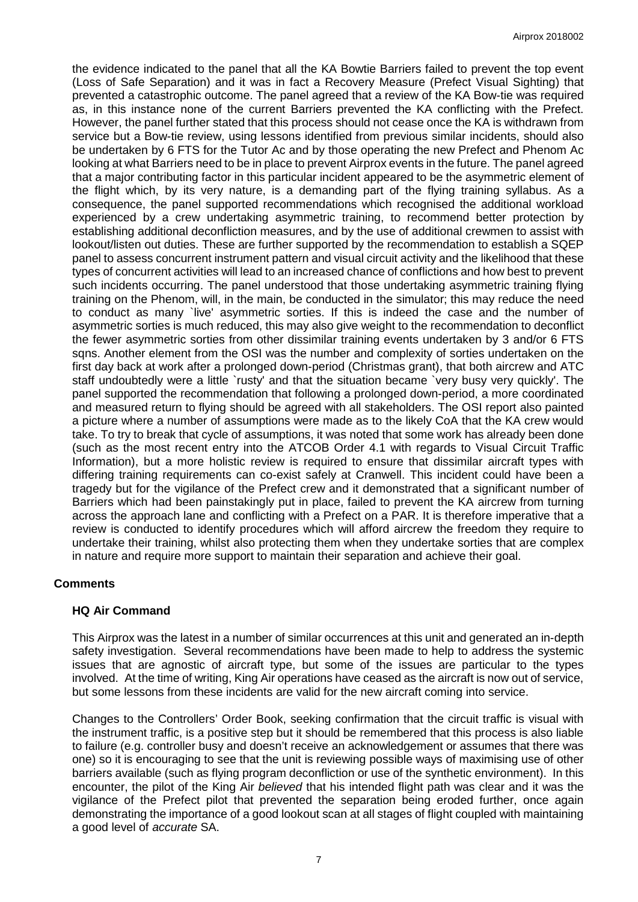the evidence indicated to the panel that all the KA Bowtie Barriers failed to prevent the top event (Loss of Safe Separation) and it was in fact a Recovery Measure (Prefect Visual Sighting) that prevented a catastrophic outcome. The panel agreed that a review of the KA Bow-tie was required as, in this instance none of the current Barriers prevented the KA conflicting with the Prefect. However, the panel further stated that this process should not cease once the KA is withdrawn from service but a Bow-tie review, using lessons identified from previous similar incidents, should also be undertaken by 6 FTS for the Tutor Ac and by those operating the new Prefect and Phenom Ac looking at what Barriers need to be in place to prevent Airprox events in the future. The panel agreed that a major contributing factor in this particular incident appeared to be the asymmetric element of the flight which, by its very nature, is a demanding part of the flying training syllabus. As a consequence, the panel supported recommendations which recognised the additional workload experienced by a crew undertaking asymmetric training, to recommend better protection by establishing additional deconfliction measures, and by the use of additional crewmen to assist with lookout/listen out duties. These are further supported by the recommendation to establish a SQEP panel to assess concurrent instrument pattern and visual circuit activity and the likelihood that these types of concurrent activities will lead to an increased chance of conflictions and how best to prevent such incidents occurring. The panel understood that those undertaking asymmetric training flying training on the Phenom, will, in the main, be conducted in the simulator; this may reduce the need to conduct as many `live' asymmetric sorties. If this is indeed the case and the number of asymmetric sorties is much reduced, this may also give weight to the recommendation to deconflict the fewer asymmetric sorties from other dissimilar training events undertaken by 3 and/or 6 FTS sqns. Another element from the OSI was the number and complexity of sorties undertaken on the first day back at work after a prolonged down-period (Christmas grant), that both aircrew and ATC staff undoubtedly were a little `rusty' and that the situation became `very busy very quickly'. The panel supported the recommendation that following a prolonged down-period, a more coordinated and measured return to flying should be agreed with all stakeholders. The OSI report also painted a picture where a number of assumptions were made as to the likely CoA that the KA crew would take. To try to break that cycle of assumptions, it was noted that some work has already been done (such as the most recent entry into the ATCOB Order 4.1 with regards to Visual Circuit Traffic Information), but a more holistic review is required to ensure that dissimilar aircraft types with differing training requirements can co-exist safely at Cranwell. This incident could have been a tragedy but for the vigilance of the Prefect crew and it demonstrated that a significant number of Barriers which had been painstakingly put in place, failed to prevent the KA aircrew from turning across the approach lane and conflicting with a Prefect on a PAR. It is therefore imperative that a review is conducted to identify procedures which will afford aircrew the freedom they require to undertake their training, whilst also protecting them when they undertake sorties that are complex in nature and require more support to maintain their separation and achieve their goal.

## Comments

### HQ Air Command

This Airprox was the latest in a number of similar occurrences at this unit and generated an in-depth safety investigation. Several recommendations have been made to help to address the systemic issues that are agnostic of aircraft type, but some of the issues are particular to the types involved. At the time of writing, King Air operations have ceased as the aircraft is now out of service, but some lessons from these incidents are valid for the new aircraft coming into service.

Changes to the Controllers' Order Book, seeking confirmation that the circuit traffic is visual with the instrument traffic, is a positive step but it should be remembered that this process is also liable to failure (e.g. controller busy and doesn't receive an acknowledgement or assumes that there was one) so it is encouraging to see that the unit is reviewing possible ways of maximising use of other barriers available (such as flying program deconfliction or use of the synthetic environment). In this encounter, the pilot of the King Air *believed* that his intended flight path was clear and it was the vigilance of the Prefect pilot that prevented the separation being eroded further, once again demonstrating the importance of a good lookout scan at all stages of flight coupled with maintaining a good level of *accurate* SA.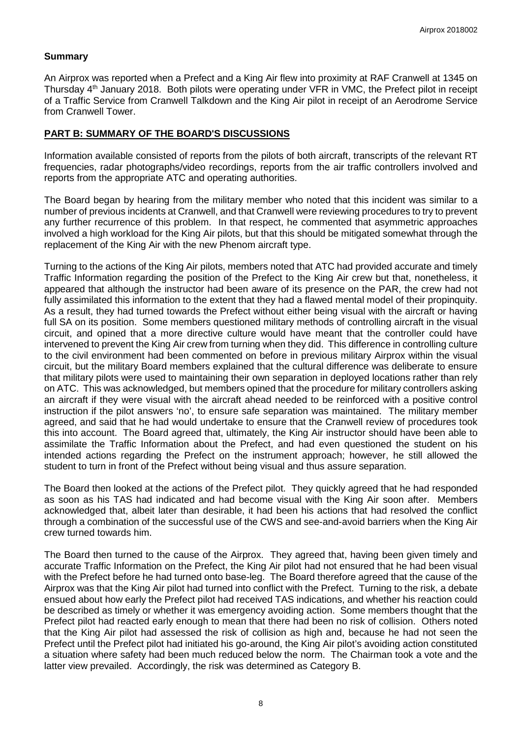## Summary

An Airprox was reported when a Prefect and a King Air flew into proximity at RAF Cranwell at 1345 on Thursday 4th January 2018. Both pilots were operating under VFR in VMC, the Prefect pilot in receipt of a Traffic Service from Cranwell Talkdown and the King Air pilot in receipt of an Aerodrome Service from Cranwell Tower.

## PART B: SUMMARY OF THE BOARD'S DISCUSSIONS

Information available consisted of reports from the pilots of both aircraft, transcripts of the relevant RT frequencies, radar photographs/video recordings, reports from the air traffic controllers involved and reports from the appropriate ATC and operating authorities.

The Board began by hearing from the military member who noted that this incident was similar to a number of previous incidents at Cranwell, and that Cranwell were reviewing procedures to try to prevent any further recurrence of this problem. In that respect, he commented that asymmetric approaches involved a high workload for the King Air pilots, but that this should be mitigated somewhat through the replacement of the King Air with the new Phenom aircraft type.

Turning to the actions of the King Air pilots, members noted that ATC had provided accurate and timely Traffic Information regarding the position of the Prefect to the King Air crew but that, nonetheless, it appeared that although the instructor had been aware of its presence on the PAR, the crew had not fully assimilated this information to the extent that they had a flawed mental model of their propinquity. As a result, they had turned towards the Prefect without either being visual with the aircraft or having full SA on its position. Some members questioned military methods of controlling aircraft in the visual circuit, and opined that a more directive culture would have meant that the controller could have intervened to prevent the King Air crew from turning when they did. This difference in controlling culture to the civil environment had been commented on before in previous military Airprox within the visual circuit, but the military Board members explained that the cultural difference was deliberate to ensure that military pilots were used to maintaining their own separation in deployed locations rather than rely on ATC. This was acknowledged, but members opined that the procedure for military controllers asking an aircraft if they were visual with the aircraft ahead needed to be reinforced with a positive control instruction if the pilot answers 'no', to ensure safe separation was maintained. The military member agreed, and said that he had would undertake to ensure that the Cranwell review of procedures took this into account. The Board agreed that, ultimately, the King Air instructor should have been able to assimilate the Traffic Information about the Prefect, and had even questioned the student on his intended actions regarding the Prefect on the instrument approach; however, he still allowed the student to turn in front of the Prefect without being visual and thus assure separation.

The Board then looked at the actions of the Prefect pilot. They quickly agreed that he had responded as soon as his TAS had indicated and had become visual with the King Air soon after. Members acknowledged that, albeit later than desirable, it had been his actions that had resolved the conflict through a combination of the successful use of the CWS and see-and-avoid barriers when the King Air crew turned towards him.

The Board then turned to the cause of the Airprox. They agreed that, having been given timely and accurate Traffic Information on the Prefect, the King Air pilot had not ensured that he had been visual with the Prefect before he had turned onto base-leg. The Board therefore agreed that the cause of the Airprox was that the King Air pilot had turned into conflict with the Prefect. Turning to the risk, a debate ensued about how early the Prefect pilot had received TAS indications, and whether his reaction could be described as timely or whether it was emergency avoiding action. Some members thought that the Prefect pilot had reacted early enough to mean that there had been no risk of collision. Others noted that the King Air pilot had assessed the risk of collision as high and, because he had not seen the Prefect until the Prefect pilot had initiated his go-around, the King Air pilot's avoiding action constituted a situation where safety had been much reduced below the norm. The Chairman took a vote and the latter view prevailed. Accordingly, the risk was determined as Category B.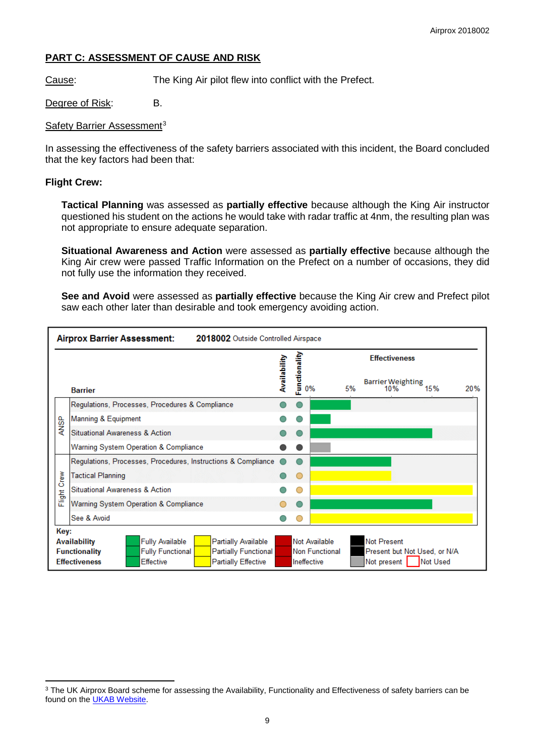## PART C: ASSESSMENT OF CAUSE AND RISK

Cause: The King Air pilot flew into conflict with the Prefect.

Degree of Risk: B.

Safety Barrier Assessment[3]

In assessing the effectiveness of the safety barriers associated with this incident, the Board concluded that the key factors had been that:

**Flight Crew:**

**Tactical Planning** was assessed as **partially effective** because although the King Air instructor questioned his student on the actions he would take with radar traffic at 4nm, the resulting plan was not appropriate to ensure adequate separation.

**Situational Awareness and Action** were assessed as **partially effective** because although the King Air crew were passed Traffic Information on the Prefect on a number of occasions, they did not fully use the information they received.

**See and Avoid** were assessed as **partially effective** because the King Air crew and Prefect pilot saw each other later than desirable and took emergency avoiding action.

Airprox Barrier Assessment: 2018002 Outside Controlled Airspace

Barrier
Availability
Functionality
Effectiveness
Barrier Weighting
0%
5%
10%
15%
20%

ANSP
Regulations, Processes, Procedures & Compliance
Manning & Equipment
Situational Awareness & Action
Warning System Operation & Compliance

Flight Crew
Regulations, Processes, Procedures, Instructions & Compliance
Tactical Planning
Situational Awareness & Action
Warning System Operation & Compliance
See & Avoid

Key:
Availability: Fully Available, Partially Available, Not Available, Not Present
Functionality: Fully Functional, Partially Functional, Non Functional, Present but Not Used, or N/A
Effectiveness: Effective, Partially Effective, Ineffective, Not present, Not Used

---

[3] The UK Airprox Board scheme for assessing the Availability, Functionality and Effectiveness of safety barriers can be found on the UKAB Website.